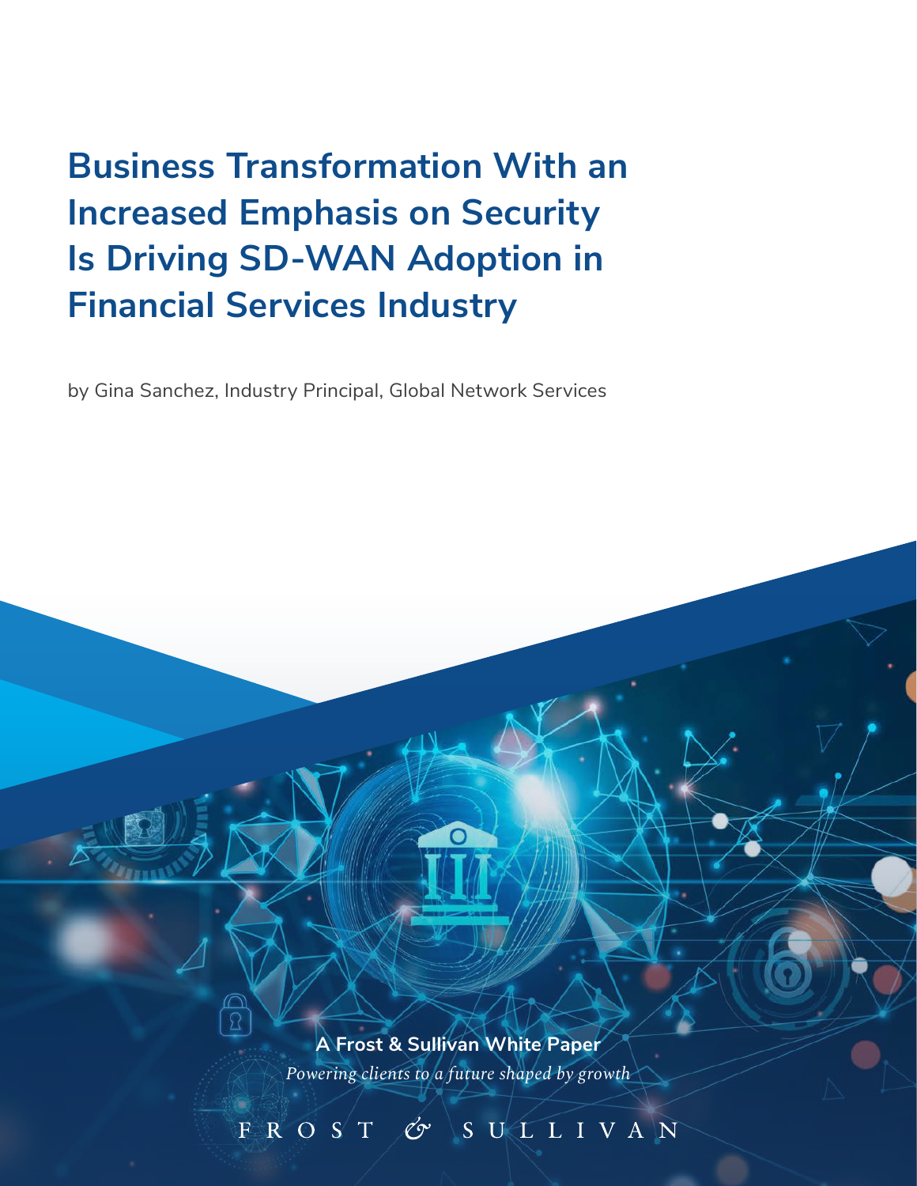# Business Transformation With an Increased Emphasis on Security Is Driving SD-WAN Adoption in Financial Services Industry

by Gina Sanchez, Industry Principal, Global Network Services

**A Frost & Sullivan White Paper**

*Powering clients to a future shaped by growth*

FROST & SULLIVAN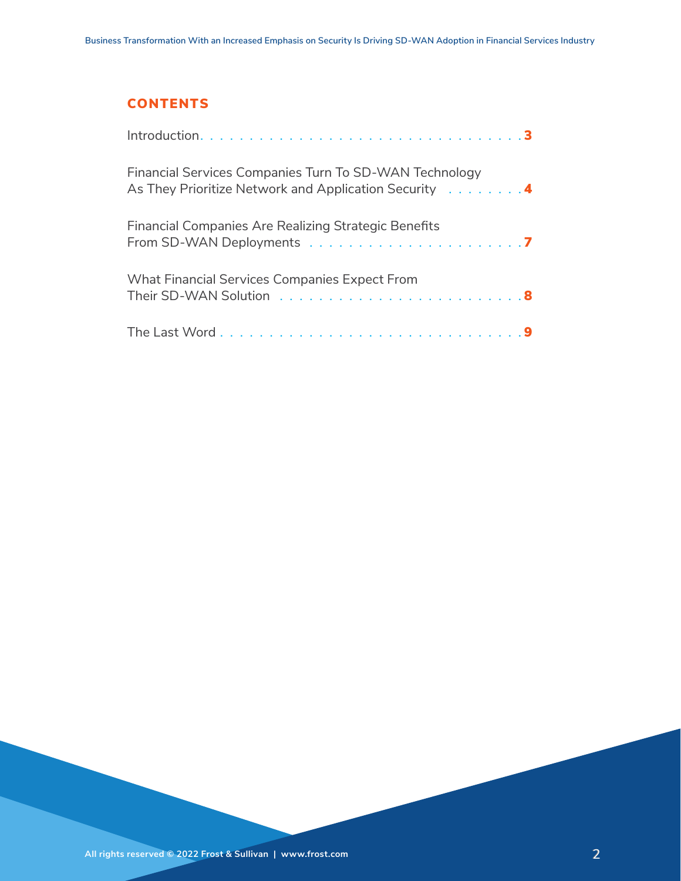## CONTENTS

| | |
|---|---|
| Introduction | 3 |
| Financial Services Companies Turn To SD-WAN Technology As They Prioritize Network and Application Security | 4 |
| Financial Companies Are Realizing Strategic Benefits From SD-WAN Deployments | 7 |
| What Financial Services Companies Expect From Their SD-WAN Solution | 8 |
| The Last Word | 9 |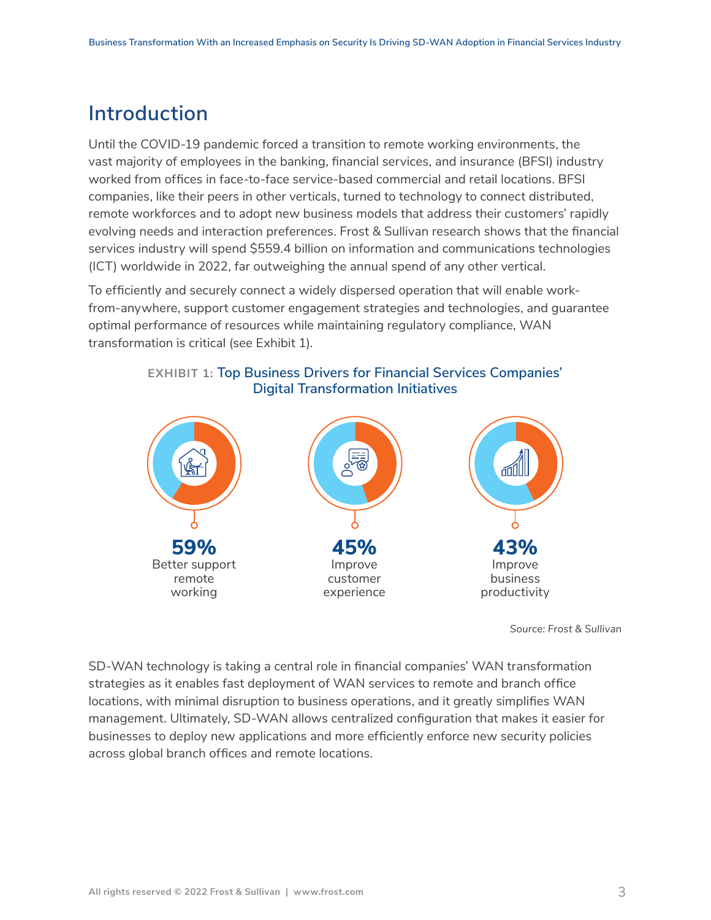## Introduction

Until the COVID-19 pandemic forced a transition to remote working environments, the vast majority of employees in the banking, financial services, and insurance (BFSI) industry worked from offices in face-to-face service-based commercial and retail locations. BFSI companies, like their peers in other verticals, turned to technology to connect distributed, remote workforces and to adopt new business models that address their customers' rapidly evolving needs and interaction preferences. Frost & Sullivan research shows that the financial services industry will spend $559.4 billion on information and communications technologies (ICT) worldwide in 2022, far outweighing the annual spend of any other vertical.

To efficiently and securely connect a widely dispersed operation that will enable work-from-anywhere, support customer engagement strategies and technologies, and guarantee optimal performance of resources while maintaining regulatory compliance, WAN transformation is critical (see Exhibit 1).

**EXHIBIT 1:** Top Business Drivers for Financial Services Companies' Digital Transformation Initiatives

**59%** Better support remote working

**45%** Improve customer experience

**43%** Improve business productivity

*Source: Frost & Sullivan*

SD-WAN technology is taking a central role in financial companies' WAN transformation strategies as it enables fast deployment of WAN services to remote and branch office locations, with minimal disruption to business operations, and it greatly simplifies WAN management. Ultimately, SD-WAN allows centralized configuration that makes it easier for businesses to deploy new applications and more efficiently enforce new security policies across global branch offices and remote locations.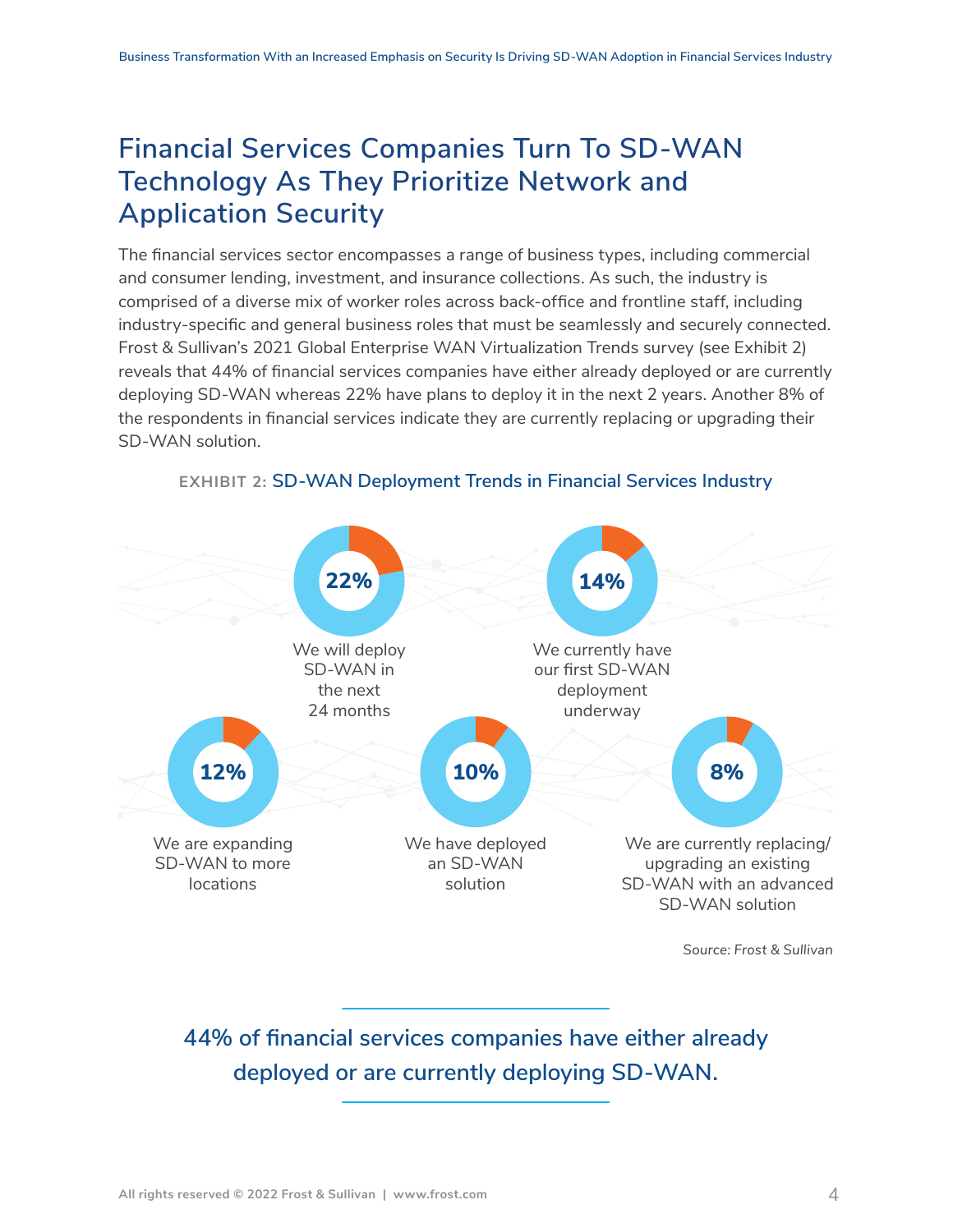# Financial Services Companies Turn To SD-WAN Technology As They Prioritize Network and Application Security

The financial services sector encompasses a range of business types, including commercial and consumer lending, investment, and insurance collections. As such, the industry is comprised of a diverse mix of worker roles across back-office and frontline staff, including industry-specific and general business roles that must be seamlessly and securely connected. Frost & Sullivan's 2021 Global Enterprise WAN Virtualization Trends survey (see Exhibit 2) reveals that 44% of financial services companies have either already deployed or are currently deploying SD-WAN whereas 22% have plans to deploy it in the next 2 years. Another 8% of the respondents in financial services indicate they are currently replacing or upgrading their SD-WAN solution.

**EXHIBIT 2:** SD-WAN Deployment Trends in Financial Services Industry

- **22%** We will deploy SD-WAN in the next 24 months
- **14%** We currently have our first SD-WAN deployment underway
- **12%** We are expanding SD-WAN to more locations
- **10%** We have deployed an SD-WAN solution
- **8%** We are currently replacing/ upgrading an existing SD-WAN with an advanced SD-WAN solution

Source: *Frost & Sullivan*

44% of financial services companies have either already deployed or are currently deploying SD-WAN.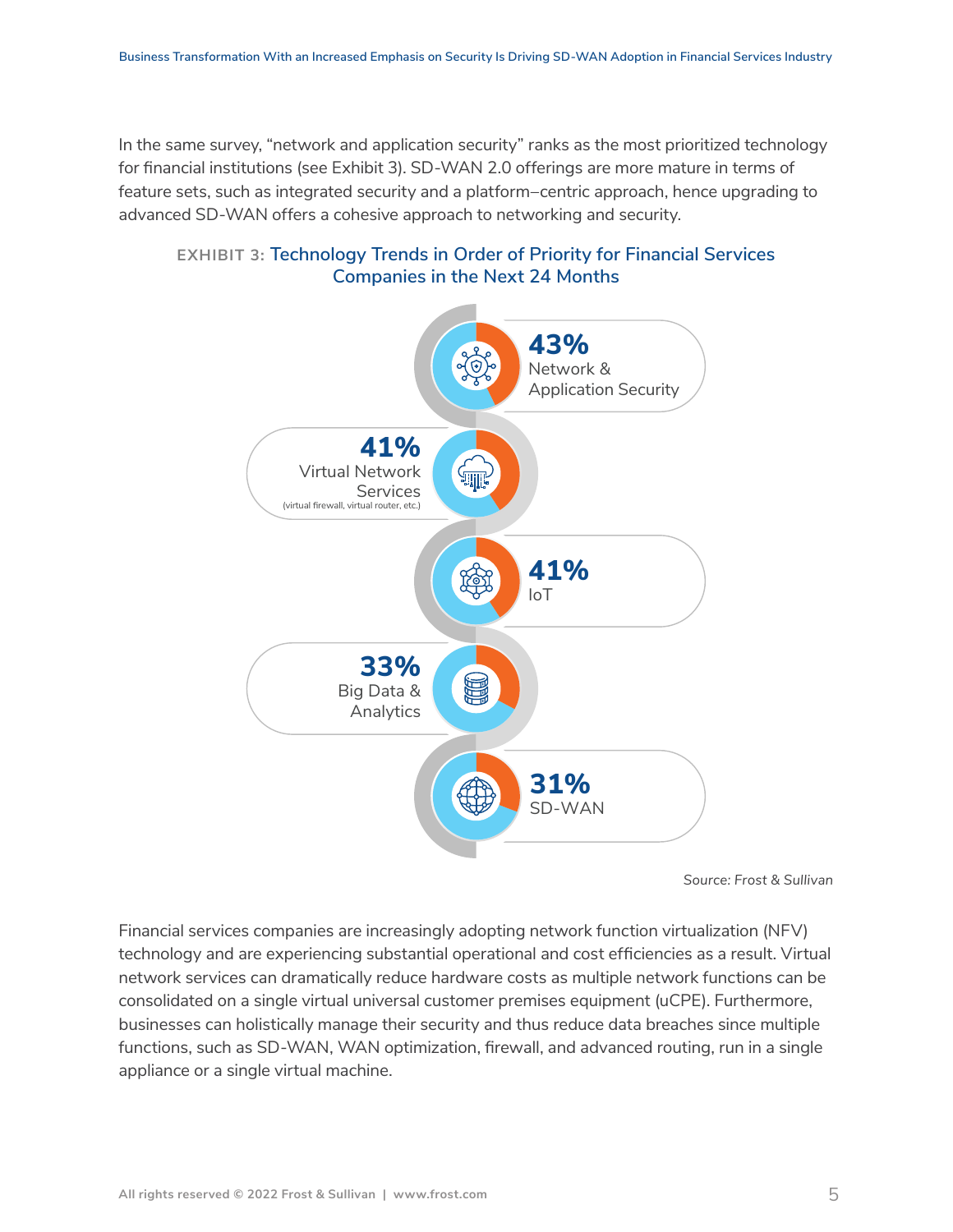In the same survey, "network and application security" ranks as the most prioritized technology for financial institutions (see Exhibit 3). SD-WAN 2.0 offerings are more mature in terms of feature sets, such as integrated security and a platform–centric approach, hence upgrading to advanced SD-WAN offers a cohesive approach to networking and security.

**EXHIBIT 3: Technology Trends in Order of Priority for Financial Services Companies in the Next 24 Months**

| Technology | Percentage |
|---|---|
| Network & Application Security | 43% |
| Virtual Network Services (virtual firewall, virtual router, etc.) | 41% |
| IoT | 41% |
| Big Data & Analytics | 33% |
| SD-WAN | 31% |

*Source: Frost & Sullivan*

Financial services companies are increasingly adopting network function virtualization (NFV) technology and are experiencing substantial operational and cost efficiencies as a result. Virtual network services can dramatically reduce hardware costs as multiple network functions can be consolidated on a single virtual universal customer premises equipment (uCPE). Furthermore, businesses can holistically manage their security and thus reduce data breaches since multiple functions, such as SD-WAN, WAN optimization, firewall, and advanced routing, run in a single appliance or a single virtual machine.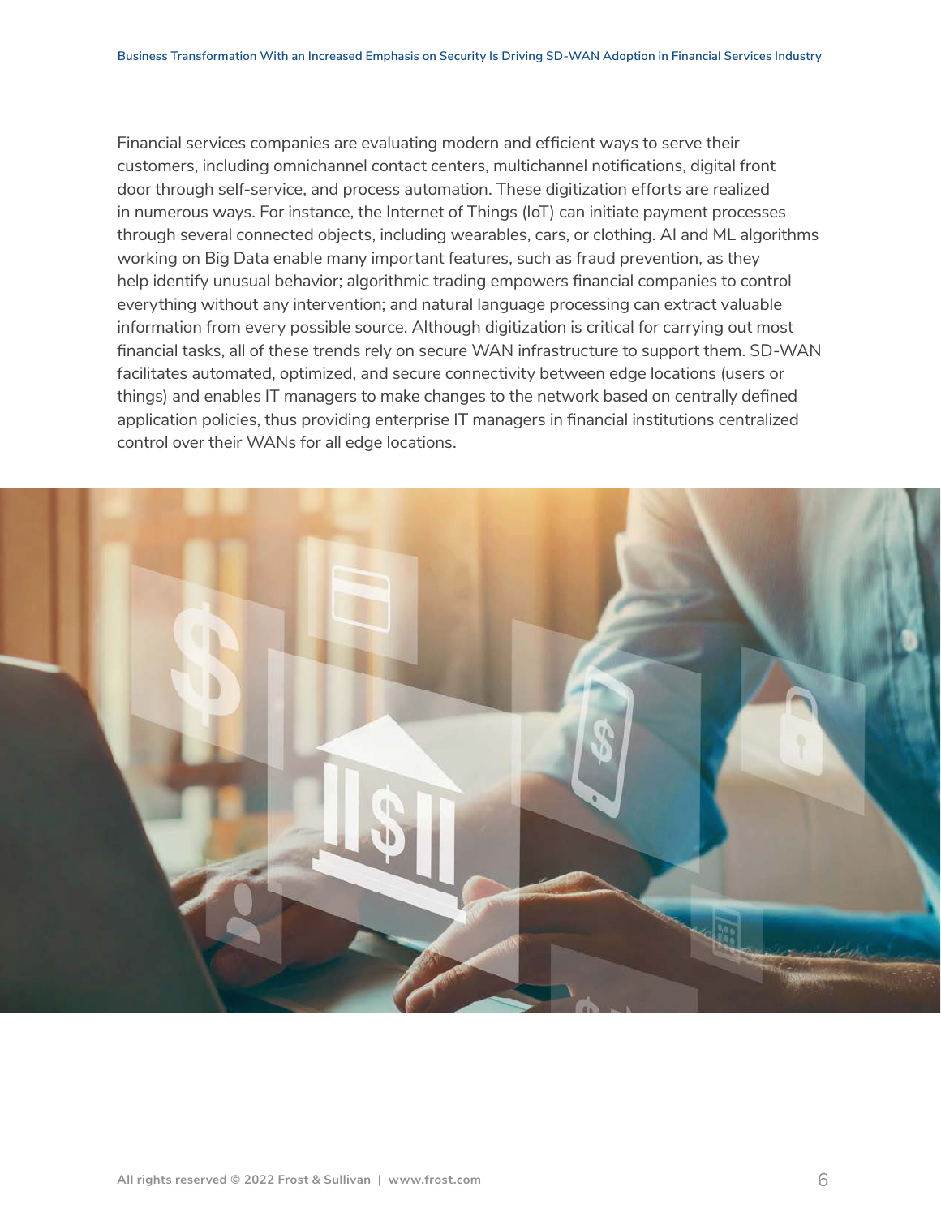Financial services companies are evaluating modern and efficient ways to serve their customers, including omnichannel contact centers, multichannel notifications, digital front door through self-service, and process automation. These digitization efforts are realized in numerous ways. For instance, the Internet of Things (IoT) can initiate payment processes through several connected objects, including wearables, cars, or clothing. AI and ML algorithms working on Big Data enable many important features, such as fraud prevention, as they help identify unusual behavior; algorithmic trading empowers financial companies to control everything without any intervention; and natural language processing can extract valuable information from every possible source. Although digitization is critical for carrying out most financial tasks, all of these trends rely on secure WAN infrastructure to support them. SD-WAN facilitates automated, optimized, and secure connectivity between edge locations (users or things) and enables IT managers to make changes to the network based on centrally defined application policies, thus providing enterprise IT managers in financial institutions centralized control over their WANs for all edge locations.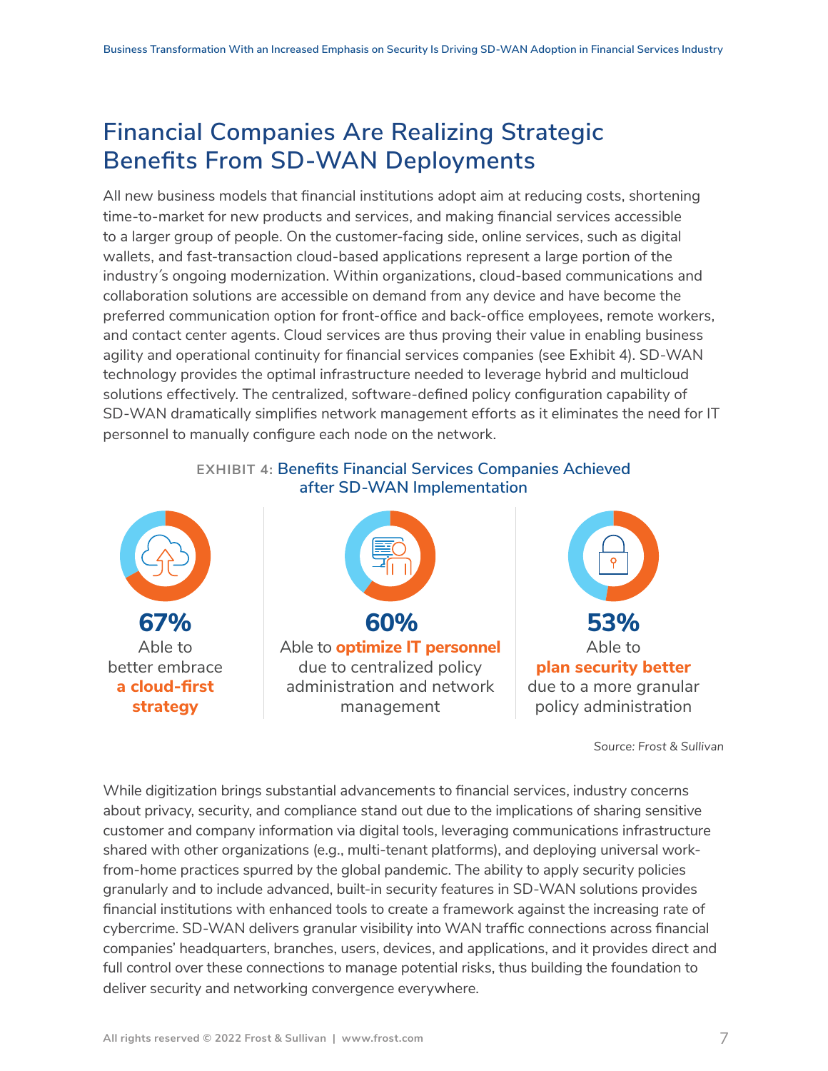## Financial Companies Are Realizing Strategic Benefits From SD-WAN Deployments

All new business models that financial institutions adopt aim at reducing costs, shortening time-to-market for new products and services, and making financial services accessible to a larger group of people. On the customer-facing side, online services, such as digital wallets, and fast-transaction cloud-based applications represent a large portion of the industry´s ongoing modernization. Within organizations, cloud-based communications and collaboration solutions are accessible on demand from any device and have become the preferred communication option for front-office and back-office employees, remote workers, and contact center agents. Cloud services are thus proving their value in enabling business agility and operational continuity for financial services companies (see Exhibit 4). SD-WAN technology provides the optimal infrastructure needed to leverage hybrid and multicloud solutions effectively. The centralized, software-defined policy configuration capability of SD-WAN dramatically simplifies network management efforts as it eliminates the need for IT personnel to manually configure each node on the network.

**EXHIBIT 4:** Benefits Financial Services Companies Achieved after SD-WAN Implementation

**67%**
Able to better embrace **a cloud-first strategy**

**60%**
Able to **optimize IT personnel** due to centralized policy administration and network management

**53%**
Able to **plan security better** due to a more granular policy administration

*Source: Frost & Sullivan*

While digitization brings substantial advancements to financial services, industry concerns about privacy, security, and compliance stand out due to the implications of sharing sensitive customer and company information via digital tools, leveraging communications infrastructure shared with other organizations (e.g., multi-tenant platforms), and deploying universal work-from-home practices spurred by the global pandemic. The ability to apply security policies granularly and to include advanced, built-in security features in SD-WAN solutions provides financial institutions with enhanced tools to create a framework against the increasing rate of cybercrime. SD-WAN delivers granular visibility into WAN traffic connections across financial companies' headquarters, branches, users, devices, and applications, and it provides direct and full control over these connections to manage potential risks, thus building the foundation to deliver security and networking convergence everywhere.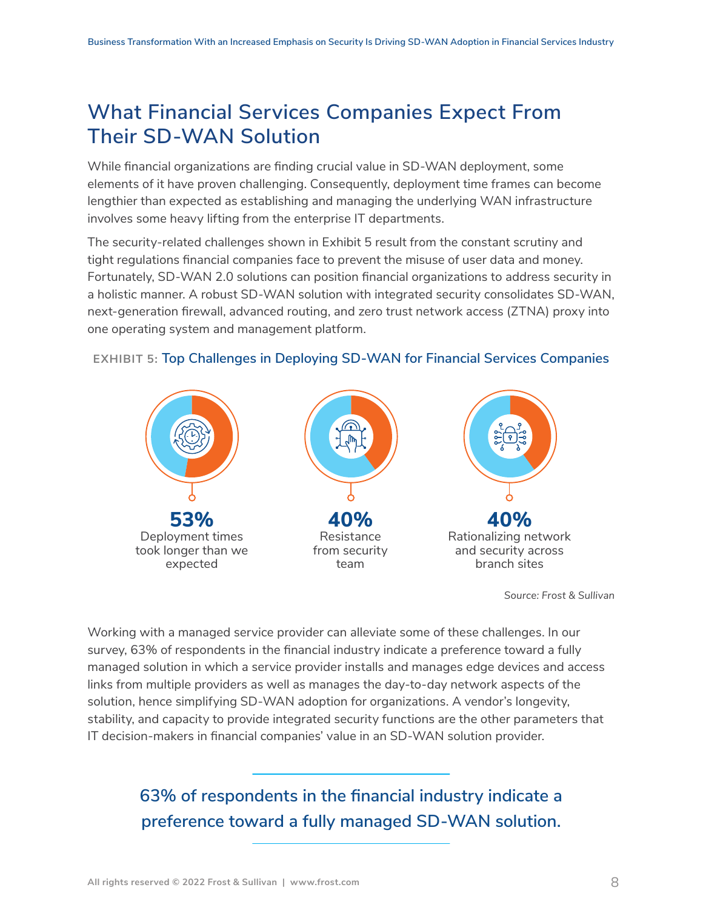## What Financial Services Companies Expect From Their SD-WAN Solution

While financial organizations are finding crucial value in SD-WAN deployment, some elements of it have proven challenging. Consequently, deployment time frames can become lengthier than expected as establishing and managing the underlying WAN infrastructure involves some heavy lifting from the enterprise IT departments.

The security-related challenges shown in Exhibit 5 result from the constant scrutiny and tight regulations financial companies face to prevent the misuse of user data and money. Fortunately, SD-WAN 2.0 solutions can position financial organizations to address security in a holistic manner. A robust SD-WAN solution with integrated security consolidates SD-WAN, next-generation firewall, advanced routing, and zero trust network access (ZTNA) proxy into one operating system and management platform.

**EXHIBIT 5:** Top Challenges in Deploying SD-WAN for Financial Services Companies

**53%**
Deployment times took longer than we expected

**40%**
Resistance from security team

**40%**
Rationalizing network and security across branch sites

*Source: Frost & Sullivan*

Working with a managed service provider can alleviate some of these challenges. In our survey, 63% of respondents in the financial industry indicate a preference toward a fully managed solution in which a service provider installs and manages edge devices and access links from multiple providers as well as manages the day-to-day network aspects of the solution, hence simplifying SD-WAN adoption for organizations. A vendor's longevity, stability, and capacity to provide integrated security functions are the other parameters that IT decision-makers in financial companies' value in an SD-WAN solution provider.

> 63% of respondents in the financial industry indicate a preference toward a fully managed SD-WAN solution.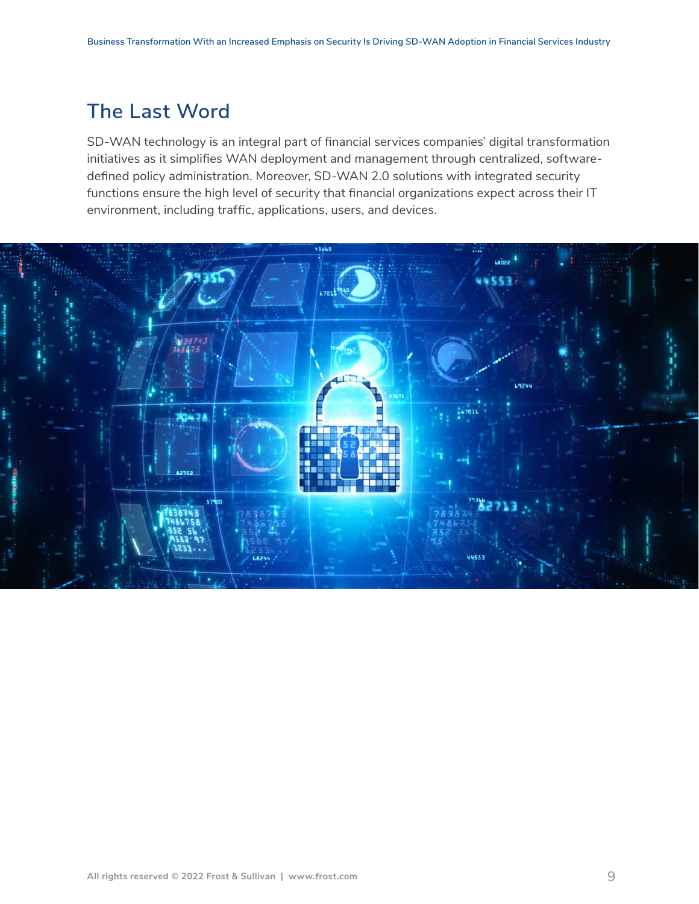## The Last Word

SD-WAN technology is an integral part of financial services companies' digital transformation initiatives as it simplifies WAN deployment and management through centralized, software-defined policy administration. Moreover, SD-WAN 2.0 solutions with integrated security functions ensure the high level of security that financial organizations expect across their IT environment, including traffic, applications, users, and devices.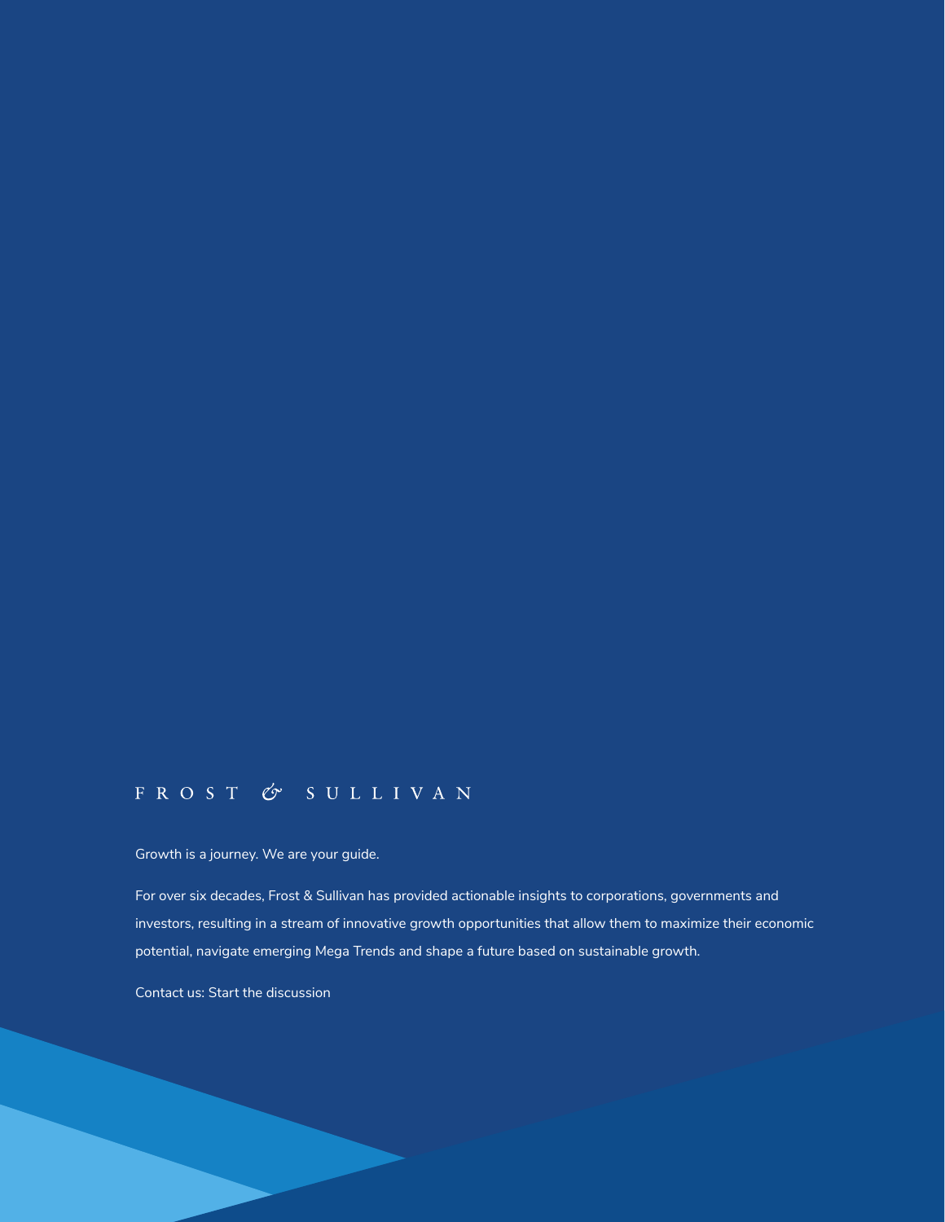FROST & SULLIVAN

Growth is a journey. We are your guide.

For over six decades, Frost & Sullivan has provided actionable insights to corporations, governments and investors, resulting in a stream of innovative growth opportunities that allow them to maximize their economic potential, navigate emerging Mega Trends and shape a future based on sustainable growth.

Contact us: Start the discussion